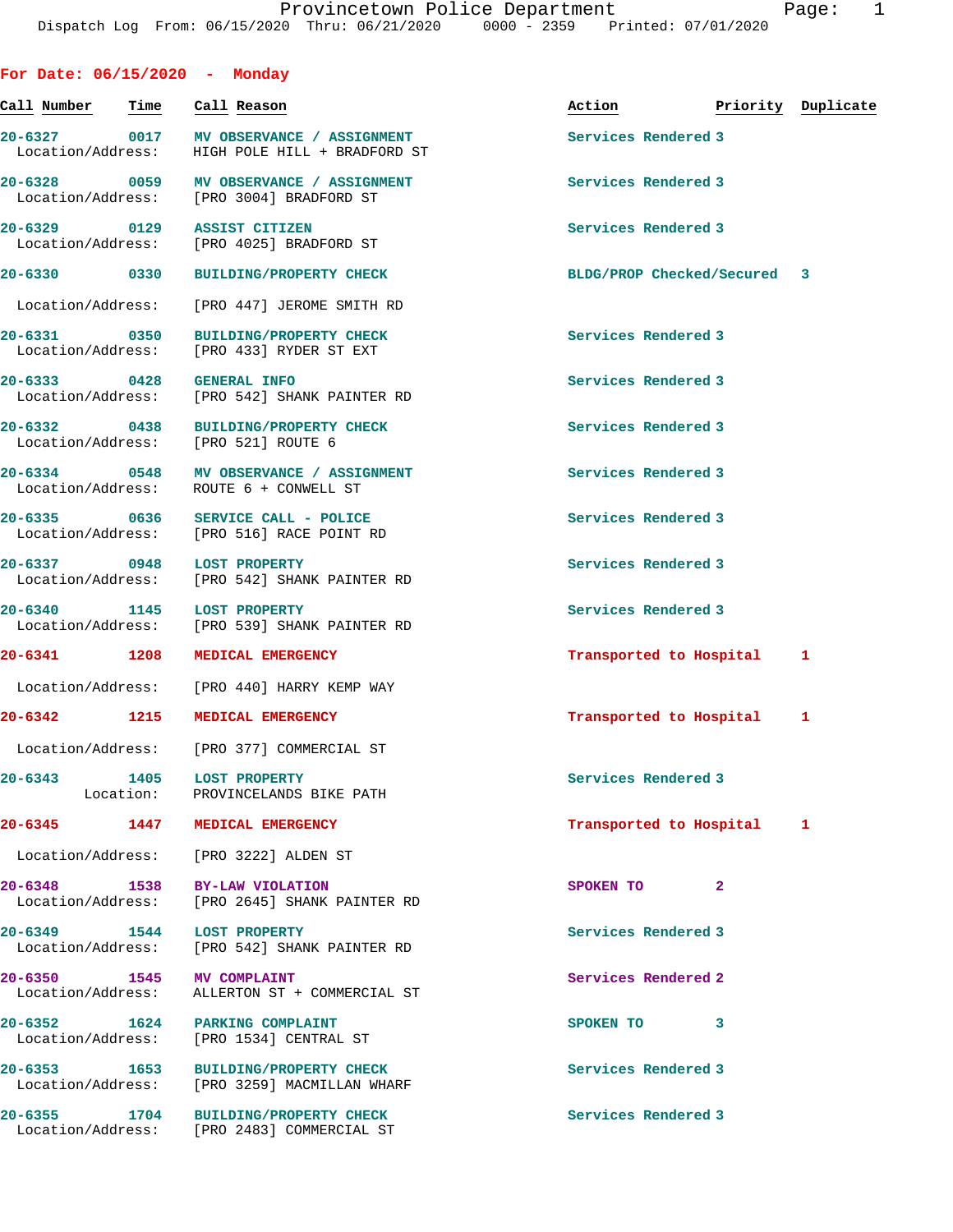Provincetown Police Department
Dispatch Log From: 06/15/2020 Thru: 06/21/2020 0000 - 2359 Printed: 07/01/2020

## For Date: 06/15/2020 - Monday

| Call Number | Time | Call Reason | Action | Priority | Duplicate |
|---|---|---|---|---|---|
| 20-6327 | 0017 | MV OBSERVANCE / ASSIGNMENT | Services Rendered | 3 | |
| Location/Address: | | HIGH POLE HILL + BRADFORD ST | | | |
| 20-6328 | 0059 | MV OBSERVANCE / ASSIGNMENT | Services Rendered | 3 | |
| Location/Address: | | [PRO 3004] BRADFORD ST | | | |
| 20-6329 | 0129 | ASSIST CITIZEN | Services Rendered | 3 | |
| Location/Address: | | [PRO 4025] BRADFORD ST | | | |
| 20-6330 | 0330 | BUILDING/PROPERTY CHECK | BLDG/PROP Checked/Secured | 3 | |
| Location/Address: | | [PRO 447] JEROME SMITH RD | | | |
| 20-6331 | 0350 | BUILDING/PROPERTY CHECK | Services Rendered | 3 | |
| Location/Address: | | [PRO 433] RYDER ST EXT | | | |
| 20-6333 | 0428 | GENERAL INFO | Services Rendered | 3 | |
| Location/Address: | | [PRO 542] SHANK PAINTER RD | | | |
| 20-6332 | 0438 | BUILDING/PROPERTY CHECK | Services Rendered | 3 | |
| Location/Address: | | [PRO 521] ROUTE 6 | | | |
| 20-6334 | 0548 | MV OBSERVANCE / ASSIGNMENT | Services Rendered | 3 | |
| Location/Address: | | ROUTE 6 + CONWELL ST | | | |
| 20-6335 | 0636 | SERVICE CALL - POLICE | Services Rendered | 3 | |
| Location/Address: | | [PRO 516] RACE POINT RD | | | |
| 20-6337 | 0948 | LOST PROPERTY | Services Rendered | 3 | |
| Location/Address: | | [PRO 542] SHANK PAINTER RD | | | |
| 20-6340 | 1145 | LOST PROPERTY | Services Rendered | 3 | |
| Location/Address: | | [PRO 539] SHANK PAINTER RD | | | |
| 20-6341 | 1208 | MEDICAL EMERGENCY | Transported to Hospital | 1 | |
| Location/Address: | | [PRO 440] HARRY KEMP WAY | | | |
| 20-6342 | 1215 | MEDICAL EMERGENCY | Transported to Hospital | 1 | |
| Location/Address: | | [PRO 377] COMMERCIAL ST | | | |
| 20-6343 | 1405 | LOST PROPERTY | Services Rendered | 3 | |
| Location: | | PROVINCELANDS BIKE PATH | | | |
| 20-6345 | 1447 | MEDICAL EMERGENCY | Transported to Hospital | 1 | |
| Location/Address: | | [PRO 3222] ALDEN ST | | | |
| 20-6348 | 1538 | BY-LAW VIOLATION | SPOKEN TO | 2 | |
| Location/Address: | | [PRO 2645] SHANK PAINTER RD | | | |
| 20-6349 | 1544 | LOST PROPERTY | Services Rendered | 3 | |
| Location/Address: | | [PRO 542] SHANK PAINTER RD | | | |
| 20-6350 | 1545 | MV COMPLAINT | Services Rendered | 2 | |
| Location/Address: | | ALLERTON ST + COMMERCIAL ST | | | |
| 20-6352 | 1624 | PARKING COMPLAINT | SPOKEN TO | 3 | |
| Location/Address: | | [PRO 1534] CENTRAL ST | | | |
| 20-6353 | 1653 | BUILDING/PROPERTY CHECK | Services Rendered | 3 | |
| Location/Address: | | [PRO 3259] MACMILLAN WHARF | | | |
| 20-6355 | 1704 | BUILDING/PROPERTY CHECK | Services Rendered | 3 | |
| Location/Address: | | [PRO 2483] COMMERCIAL ST | | | |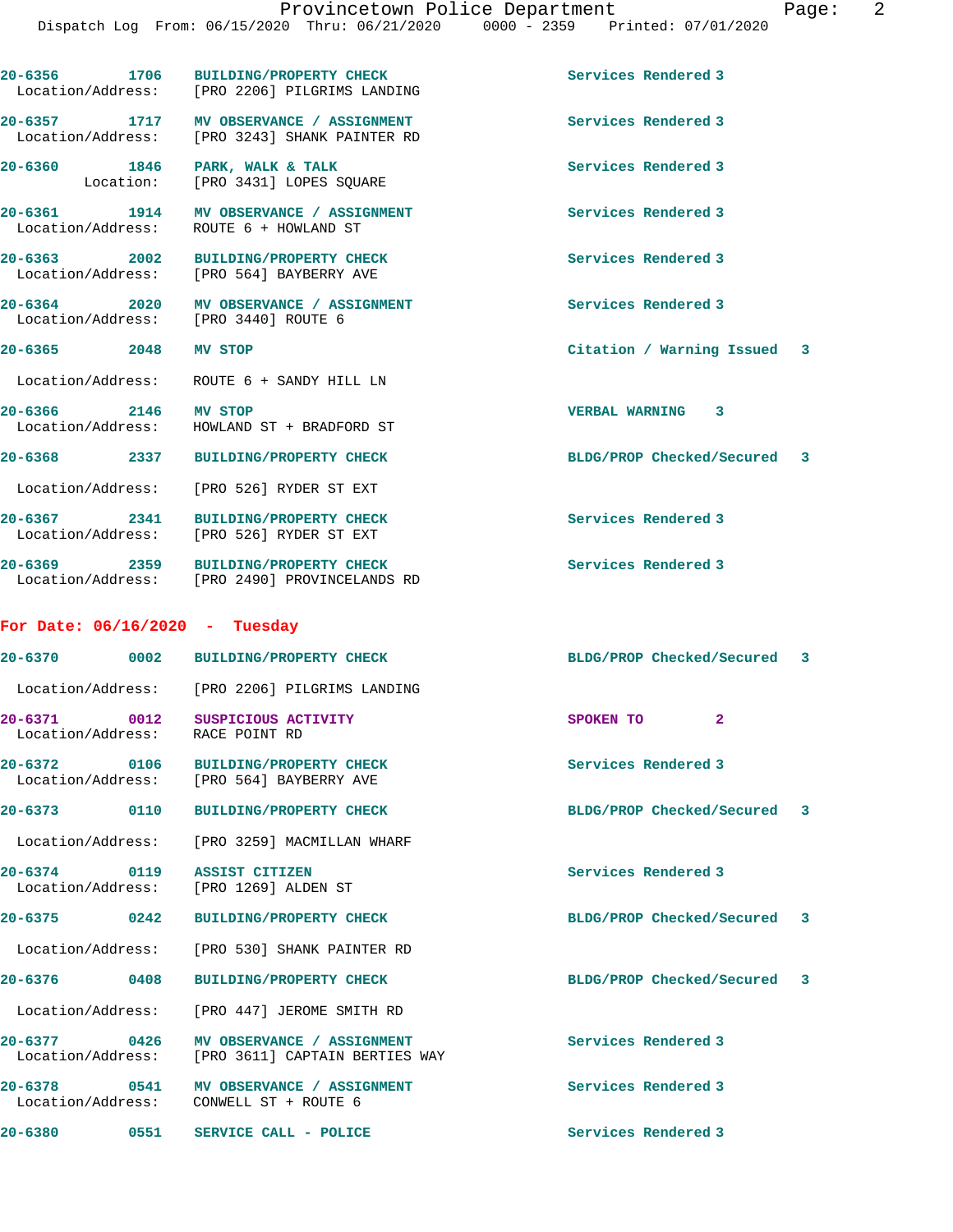20-6356 1706 BUILDING/PROPERTY CHECK Services Rendered 3
Location/Address: [PRO 2206] PILGRIMS LANDING

20-6357 1717 MV OBSERVANCE / ASSIGNMENT Services Rendered 3
Location/Address: [PRO 3243] SHANK PAINTER RD

20-6360 1846 PARK, WALK & TALK Services Rendered 3
Location: [PRO 3431] LOPES SQUARE

20-6361 1914 MV OBSERVANCE / ASSIGNMENT Services Rendered 3
Location/Address: ROUTE 6 + HOWLAND ST

20-6363 2002 BUILDING/PROPERTY CHECK Services Rendered 3
Location/Address: [PRO 564] BAYBERRY AVE

20-6364 2020 MV OBSERVANCE / ASSIGNMENT Services Rendered 3
Location/Address: [PRO 3440] ROUTE 6

20-6365 2048 MV STOP Citation / Warning Issued 3
Location/Address: ROUTE 6 + SANDY HILL LN

20-6366 2146 MV STOP VERBAL WARNING 3
Location/Address: HOWLAND ST + BRADFORD ST

20-6368 2337 BUILDING/PROPERTY CHECK BLDG/PROP Checked/Secured 3
Location/Address: [PRO 526] RYDER ST EXT

20-6367 2341 BUILDING/PROPERTY CHECK Services Rendered 3
Location/Address: [PRO 526] RYDER ST EXT

20-6369 2359 BUILDING/PROPERTY CHECK Services Rendered 3
Location/Address: [PRO 2490] PROVINCELANDS RD

## For Date: 06/16/2020 - Tuesday

20-6370 0002 BUILDING/PROPERTY CHECK BLDG/PROP Checked/Secured 3
Location/Address: [PRO 2206] PILGRIMS LANDING

20-6371 0012 SUSPICIOUS ACTIVITY SPOKEN TO 2
Location/Address: RACE POINT RD

20-6372 0106 BUILDING/PROPERTY CHECK Services Rendered 3
Location/Address: [PRO 564] BAYBERRY AVE

20-6373 0110 BUILDING/PROPERTY CHECK BLDG/PROP Checked/Secured 3
Location/Address: [PRO 3259] MACMILLAN WHARF

20-6374 0119 ASSIST CITIZEN Services Rendered 3
Location/Address: [PRO 1269] ALDEN ST

20-6375 0242 BUILDING/PROPERTY CHECK BLDG/PROP Checked/Secured 3
Location/Address: [PRO 530] SHANK PAINTER RD

20-6376 0408 BUILDING/PROPERTY CHECK BLDG/PROP Checked/Secured 3
Location/Address: [PRO 447] JEROME SMITH RD

20-6377 0426 MV OBSERVANCE / ASSIGNMENT Services Rendered 3
Location/Address: [PRO 3611] CAPTAIN BERTIES WAY

20-6378 0541 MV OBSERVANCE / ASSIGNMENT Services Rendered 3
Location/Address: CONWELL ST + ROUTE 6

20-6380 0551 SERVICE CALL - POLICE Services Rendered 3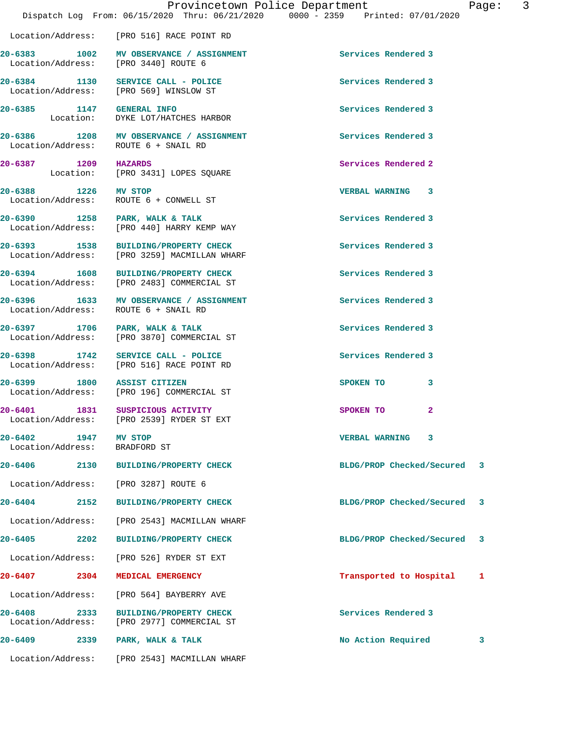Location/Address: [PRO 516] RACE POINT RD

| Call # | Time | Call Type | Disposition | Priority |
|---|---|---|---|---|
| 20-6383 | 1002 | MV OBSERVANCE / ASSIGNMENT | Services Rendered | 3 |
| | | Location/Address: [PRO 3440] ROUTE 6 | | |
| 20-6384 | 1130 | SERVICE CALL - POLICE | Services Rendered | 3 |
| | | Location/Address: [PRO 569] WINSLOW ST | | |
| 20-6385 | 1147 | GENERAL INFO | Services Rendered | 3 |
| | | Location: DYKE LOT/HATCHES HARBOR | | |
| 20-6386 | 1208 | MV OBSERVANCE / ASSIGNMENT | Services Rendered | 3 |
| | | Location/Address: ROUTE 6 + SNAIL RD | | |
| 20-6387 | 1209 | HAZARDS | Services Rendered | 2 |
| | | Location: [PRO 3431] LOPES SQUARE | | |
| 20-6388 | 1226 | MV STOP | VERBAL WARNING | 3 |
| | | Location/Address: ROUTE 6 + CONWELL ST | | |
| 20-6390 | 1258 | PARK, WALK & TALK | Services Rendered | 3 |
| | | Location/Address: [PRO 440] HARRY KEMP WAY | | |
| 20-6393 | 1538 | BUILDING/PROPERTY CHECK | Services Rendered | 3 |
| | | Location/Address: [PRO 3259] MACMILLAN WHARF | | |
| 20-6394 | 1608 | BUILDING/PROPERTY CHECK | Services Rendered | 3 |
| | | Location/Address: [PRO 2483] COMMERCIAL ST | | |
| 20-6396 | 1633 | MV OBSERVANCE / ASSIGNMENT | Services Rendered | 3 |
| | | Location/Address: ROUTE 6 + SNAIL RD | | |
| 20-6397 | 1706 | PARK, WALK & TALK | Services Rendered | 3 |
| | | Location/Address: [PRO 3870] COMMERCIAL ST | | |
| 20-6398 | 1742 | SERVICE CALL - POLICE | Services Rendered | 3 |
| | | Location/Address: [PRO 516] RACE POINT RD | | |
| 20-6399 | 1800 | ASSIST CITIZEN | SPOKEN TO | 3 |
| | | Location/Address: [PRO 196] COMMERCIAL ST | | |
| 20-6401 | 1831 | SUSPICIOUS ACTIVITY | SPOKEN TO | 2 |
| | | Location/Address: [PRO 2539] RYDER ST EXT | | |
| 20-6402 | 1947 | MV STOP | VERBAL WARNING | 3 |
| | | Location/Address: BRADFORD ST | | |
| 20-6406 | 2130 | BUILDING/PROPERTY CHECK | BLDG/PROP Checked/Secured | 3 |
| | | Location/Address: [PRO 3287] ROUTE 6 | | |
| 20-6404 | 2152 | BUILDING/PROPERTY CHECK | BLDG/PROP Checked/Secured | 3 |
| | | Location/Address: [PRO 2543] MACMILLAN WHARF | | |
| 20-6405 | 2202 | BUILDING/PROPERTY CHECK | BLDG/PROP Checked/Secured | 3 |
| | | Location/Address: [PRO 526] RYDER ST EXT | | |
| 20-6407 | 2304 | MEDICAL EMERGENCY | Transported to Hospital | 1 |
| | | Location/Address: [PRO 564] BAYBERRY AVE | | |
| 20-6408 | 2333 | BUILDING/PROPERTY CHECK | Services Rendered | 3 |
| | | Location/Address: [PRO 2977] COMMERCIAL ST | | |
| 20-6409 | 2339 | PARK, WALK & TALK | No Action Required | 3 |
| | | Location/Address: [PRO 2543] MACMILLAN WHARF | | |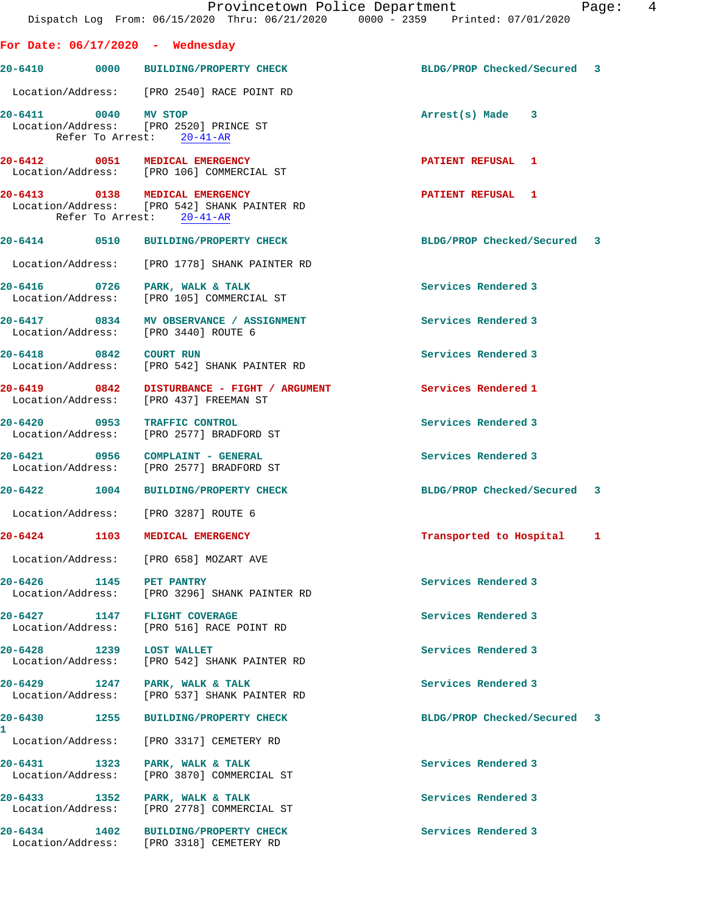## For Date: 06/17/2020 - Wednesday

**20-6410** 0000 **BUILDING/PROPERTY CHECK** — BLDG/PROP Checked/Secured 3
Location/Address: [PRO 2540] RACE POINT RD

**20-6411** 0040 **MV STOP** — Arrest(s) Made 3
Location/Address: [PRO 2520] PRINCE ST
Refer To Arrest: 20-41-AR

**20-6412** 0051 **MEDICAL EMERGENCY** — PATIENT REFUSAL 1
Location/Address: [PRO 106] COMMERCIAL ST

**20-6413** 0138 **MEDICAL EMERGENCY** — PATIENT REFUSAL 1
Location/Address: [PRO 542] SHANK PAINTER RD
Refer To Arrest: 20-41-AR

**20-6414** 0510 **BUILDING/PROPERTY CHECK** — BLDG/PROP Checked/Secured 3
Location/Address: [PRO 1778] SHANK PAINTER RD

**20-6416** 0726 **PARK, WALK & TALK** — Services Rendered 3
Location/Address: [PRO 105] COMMERCIAL ST

**20-6417** 0834 **MV OBSERVANCE / ASSIGNMENT** — Services Rendered 3
Location/Address: [PRO 3440] ROUTE 6

**20-6418** 0842 **COURT RUN** — Services Rendered 3
Location/Address: [PRO 542] SHANK PAINTER RD

**20-6419** 0842 **DISTURBANCE - FIGHT / ARGUMENT** — Services Rendered 1
Location/Address: [PRO 437] FREEMAN ST

**20-6420** 0953 **TRAFFIC CONTROL** — Services Rendered 3
Location/Address: [PRO 2577] BRADFORD ST

**20-6421** 0956 **COMPLAINT - GENERAL** — Services Rendered 3
Location/Address: [PRO 2577] BRADFORD ST

**20-6422** 1004 **BUILDING/PROPERTY CHECK** — BLDG/PROP Checked/Secured 3
Location/Address: [PRO 3287] ROUTE 6

**20-6424** 1103 **MEDICAL EMERGENCY** — Transported to Hospital 1
Location/Address: [PRO 658] MOZART AVE

**20-6426** 1145 **PET PANTRY** — Services Rendered 3
Location/Address: [PRO 3296] SHANK PAINTER RD

**20-6427** 1147 **FLIGHT COVERAGE** — Services Rendered 3
Location/Address: [PRO 516] RACE POINT RD

**20-6428** 1239 **LOST WALLET** — Services Rendered 3
Location/Address: [PRO 542] SHANK PAINTER RD

**20-6429** 1247 **PARK, WALK & TALK** — Services Rendered 3
Location/Address: [PRO 537] SHANK PAINTER RD

**20-6430** 1255 **BUILDING/PROPERTY CHECK** — BLDG/PROP Checked/Secured 3
1
Location/Address: [PRO 3317] CEMETERY RD

**20-6431** 1323 **PARK, WALK & TALK** — Services Rendered 3
Location/Address: [PRO 3870] COMMERCIAL ST

**20-6433** 1352 **PARK, WALK & TALK** — Services Rendered 3
Location/Address: [PRO 2778] COMMERCIAL ST

**20-6434** 1402 **BUILDING/PROPERTY CHECK** — Services Rendered 3
Location/Address: [PRO 3318] CEMETERY RD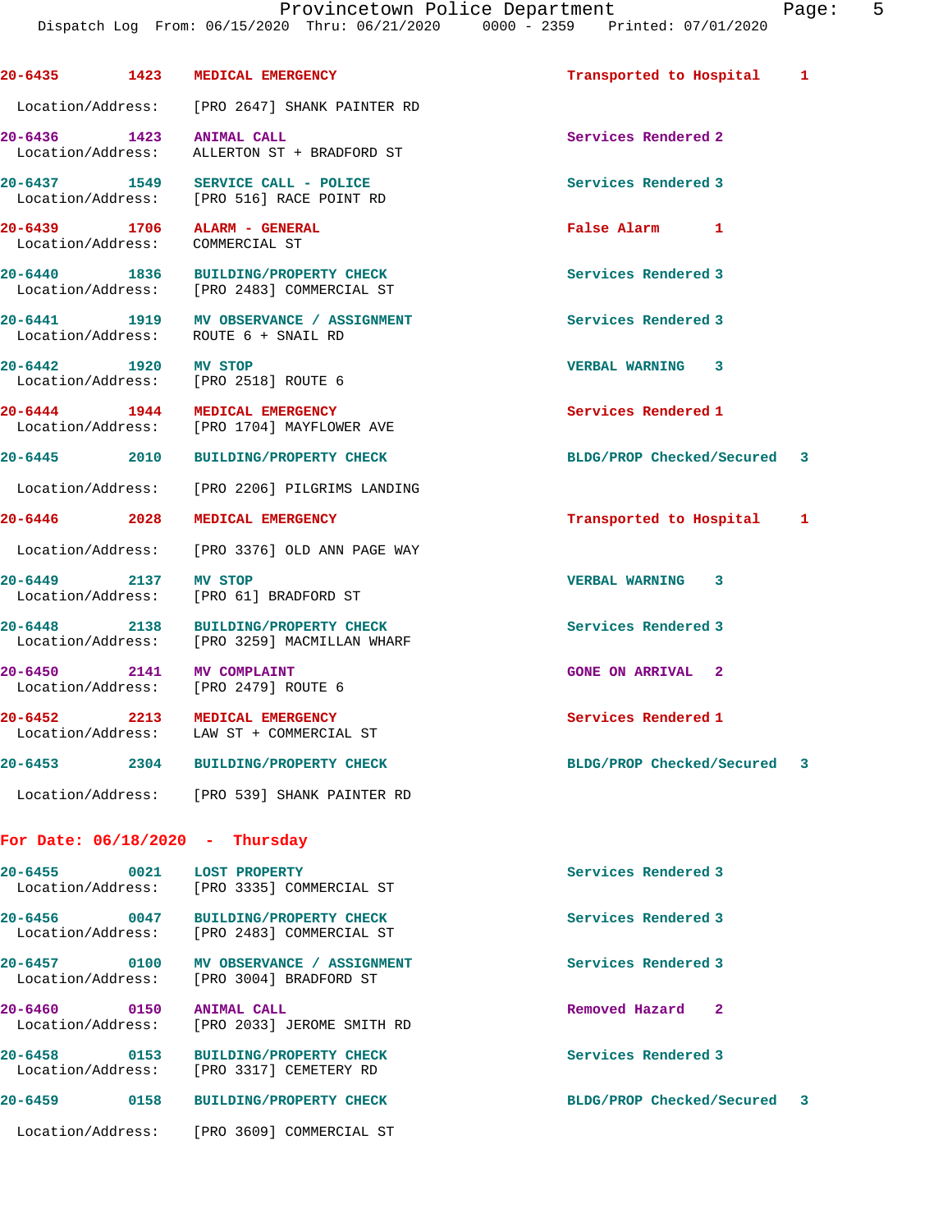| Call # | Time | Call Type | Disposition | Priority |
|---|---|---|---|---|
| 20-6435 | 1423 | MEDICAL EMERGENCY | Transported to Hospital | 1 |
| Location/Address: | | [PRO 2647] SHANK PAINTER RD | | |
| 20-6436 | 1423 | ANIMAL CALL | Services Rendered | 2 |
| Location/Address: | | ALLERTON ST + BRADFORD ST | | |
| 20-6437 | 1549 | SERVICE CALL - POLICE | Services Rendered | 3 |
| Location/Address: | | [PRO 516] RACE POINT RD | | |
| 20-6439 | 1706 | ALARM - GENERAL | False Alarm | 1 |
| Location/Address: | | COMMERCIAL ST | | |
| 20-6440 | 1836 | BUILDING/PROPERTY CHECK | Services Rendered | 3 |
| Location/Address: | | [PRO 2483] COMMERCIAL ST | | |
| 20-6441 | 1919 | MV OBSERVANCE / ASSIGNMENT | Services Rendered | 3 |
| Location/Address: | | ROUTE 6 + SNAIL RD | | |
| 20-6442 | 1920 | MV STOP | VERBAL WARNING | 3 |
| Location/Address: | | [PRO 2518] ROUTE 6 | | |
| 20-6444 | 1944 | MEDICAL EMERGENCY | Services Rendered | 1 |
| Location/Address: | | [PRO 1704] MAYFLOWER AVE | | |
| 20-6445 | 2010 | BUILDING/PROPERTY CHECK | BLDG/PROP Checked/Secured | 3 |
| Location/Address: | | [PRO 2206] PILGRIMS LANDING | | |
| 20-6446 | 2028 | MEDICAL EMERGENCY | Transported to Hospital | 1 |
| Location/Address: | | [PRO 3376] OLD ANN PAGE WAY | | |
| 20-6449 | 2137 | MV STOP | VERBAL WARNING | 3 |
| Location/Address: | | [PRO 61] BRADFORD ST | | |
| 20-6448 | 2138 | BUILDING/PROPERTY CHECK | Services Rendered | 3 |
| Location/Address: | | [PRO 3259] MACMILLAN WHARF | | |
| 20-6450 | 2141 | MV COMPLAINT | GONE ON ARRIVAL | 2 |
| Location/Address: | | [PRO 2479] ROUTE 6 | | |
| 20-6452 | 2213 | MEDICAL EMERGENCY | Services Rendered | 1 |
| Location/Address: | | LAW ST + COMMERCIAL ST | | |
| 20-6453 | 2304 | BUILDING/PROPERTY CHECK | BLDG/PROP Checked/Secured | 3 |
| Location/Address: | | [PRO 539] SHANK PAINTER RD | | |

## For Date: 06/18/2020 - Thursday

| Call # | Time | Call Type | Disposition | Priority |
|---|---|---|---|---|
| 20-6455 | 0021 | LOST PROPERTY | Services Rendered | 3 |
| Location/Address: | | [PRO 3335] COMMERCIAL ST | | |
| 20-6456 | 0047 | BUILDING/PROPERTY CHECK | Services Rendered | 3 |
| Location/Address: | | [PRO 2483] COMMERCIAL ST | | |
| 20-6457 | 0100 | MV OBSERVANCE / ASSIGNMENT | Services Rendered | 3 |
| Location/Address: | | [PRO 3004] BRADFORD ST | | |
| 20-6460 | 0150 | ANIMAL CALL | Removed Hazard | 2 |
| Location/Address: | | [PRO 2033] JEROME SMITH RD | | |
| 20-6458 | 0153 | BUILDING/PROPERTY CHECK | Services Rendered | 3 |
| Location/Address: | | [PRO 3317] CEMETERY RD | | |
| 20-6459 | 0158 | BUILDING/PROPERTY CHECK | BLDG/PROP Checked/Secured | 3 |
| Location/Address: | | [PRO 3609] COMMERCIAL ST | | |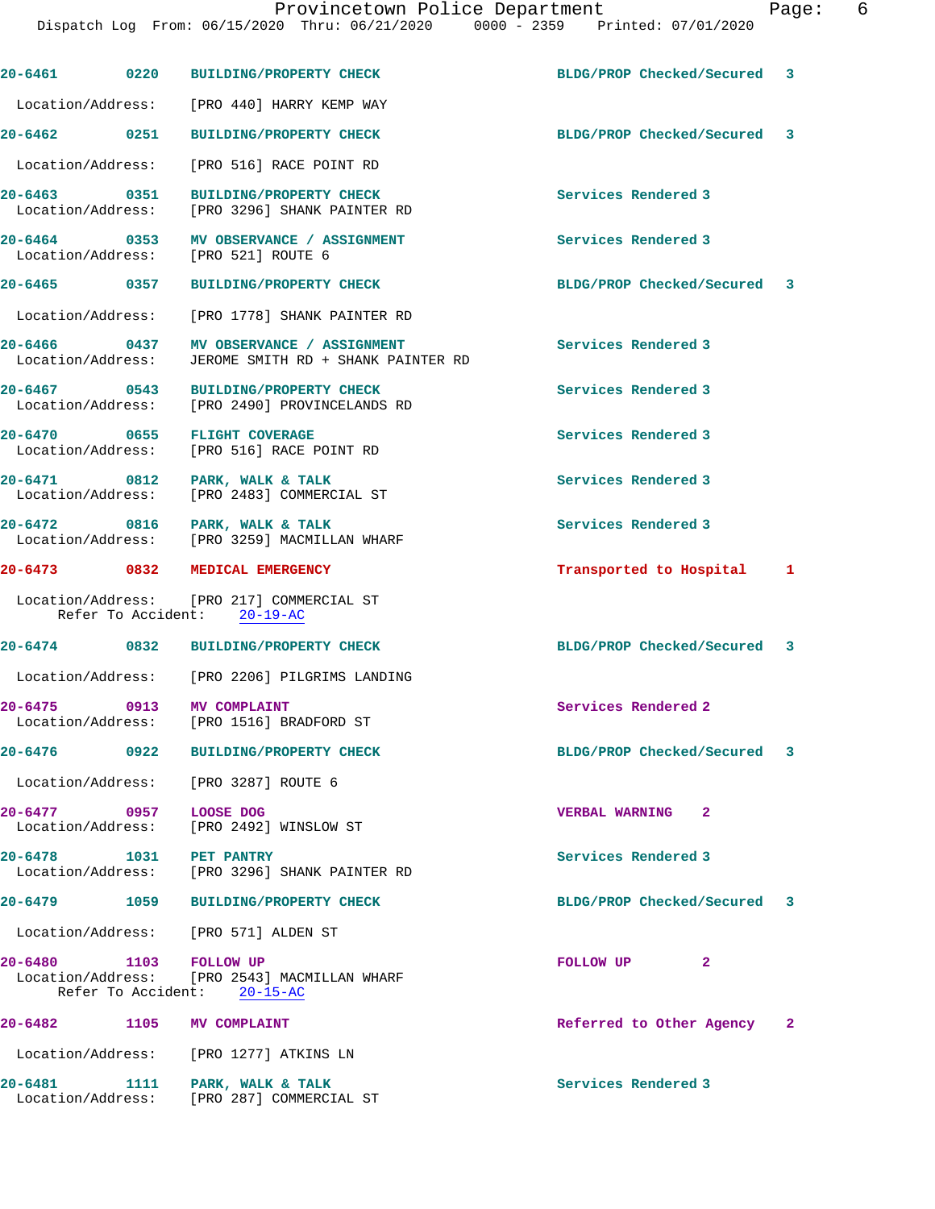| Call # | Time | Call Type | Disposition | Priority |
|---|---|---|---|---|
| 20-6461 | 0220 | BUILDING/PROPERTY CHECK | BLDG/PROP Checked/Secured | 3 |
| Location/Address: [PRO 440] HARRY KEMP WAY | | | | |
| 20-6462 | 0251 | BUILDING/PROPERTY CHECK | BLDG/PROP Checked/Secured | 3 |
| Location/Address: [PRO 516] RACE POINT RD | | | | |
| 20-6463 | 0351 | BUILDING/PROPERTY CHECK | Services Rendered | 3 |
| Location/Address: [PRO 3296] SHANK PAINTER RD | | | | |
| 20-6464 | 0353 | MV OBSERVANCE / ASSIGNMENT | Services Rendered | 3 |
| Location/Address: [PRO 521] ROUTE 6 | | | | |
| 20-6465 | 0357 | BUILDING/PROPERTY CHECK | BLDG/PROP Checked/Secured | 3 |
| Location/Address: [PRO 1778] SHANK PAINTER RD | | | | |
| 20-6466 | 0437 | MV OBSERVANCE / ASSIGNMENT | Services Rendered | 3 |
| Location/Address: JEROME SMITH RD + SHANK PAINTER RD | | | | |
| 20-6467 | 0543 | BUILDING/PROPERTY CHECK | Services Rendered | 3 |
| Location/Address: [PRO 2490] PROVINCELANDS RD | | | | |
| 20-6470 | 0655 | FLIGHT COVERAGE | Services Rendered | 3 |
| Location/Address: [PRO 516] RACE POINT RD | | | | |
| 20-6471 | 0812 | PARK, WALK & TALK | Services Rendered | 3 |
| Location/Address: [PRO 2483] COMMERCIAL ST | | | | |
| 20-6472 | 0816 | PARK, WALK & TALK | Services Rendered | 3 |
| Location/Address: [PRO 3259] MACMILLAN WHARF | | | | |
| 20-6473 | 0832 | MEDICAL EMERGENCY | Transported to Hospital | 1 |
| Location/Address: [PRO 217] COMMERCIAL ST; Refer To Accident: 20-19-AC | | | | |
| 20-6474 | 0832 | BUILDING/PROPERTY CHECK | BLDG/PROP Checked/Secured | 3 |
| Location/Address: [PRO 2206] PILGRIMS LANDING | | | | |
| 20-6475 | 0913 | MV COMPLAINT | Services Rendered | 2 |
| Location/Address: [PRO 1516] BRADFORD ST | | | | |
| 20-6476 | 0922 | BUILDING/PROPERTY CHECK | BLDG/PROP Checked/Secured | 3 |
| Location/Address: [PRO 3287] ROUTE 6 | | | | |
| 20-6477 | 0957 | LOOSE DOG | VERBAL WARNING | 2 |
| Location/Address: [PRO 2492] WINSLOW ST | | | | |
| 20-6478 | 1031 | PET PANTRY | Services Rendered | 3 |
| Location/Address: [PRO 3296] SHANK PAINTER RD | | | | |
| 20-6479 | 1059 | BUILDING/PROPERTY CHECK | BLDG/PROP Checked/Secured | 3 |
| Location/Address: [PRO 571] ALDEN ST | | | | |
| 20-6480 | 1103 | FOLLOW UP | FOLLOW UP | 2 |
| Location/Address: [PRO 2543] MACMILLAN WHARF; Refer To Accident: 20-15-AC | | | | |
| 20-6482 | 1105 | MV COMPLAINT | Referred to Other Agency | 2 |
| Location/Address: [PRO 1277] ATKINS LN | | | | |
| 20-6481 | 1111 | PARK, WALK & TALK | Services Rendered | 3 |
| Location/Address: [PRO 287] COMMERCIAL ST | | | | |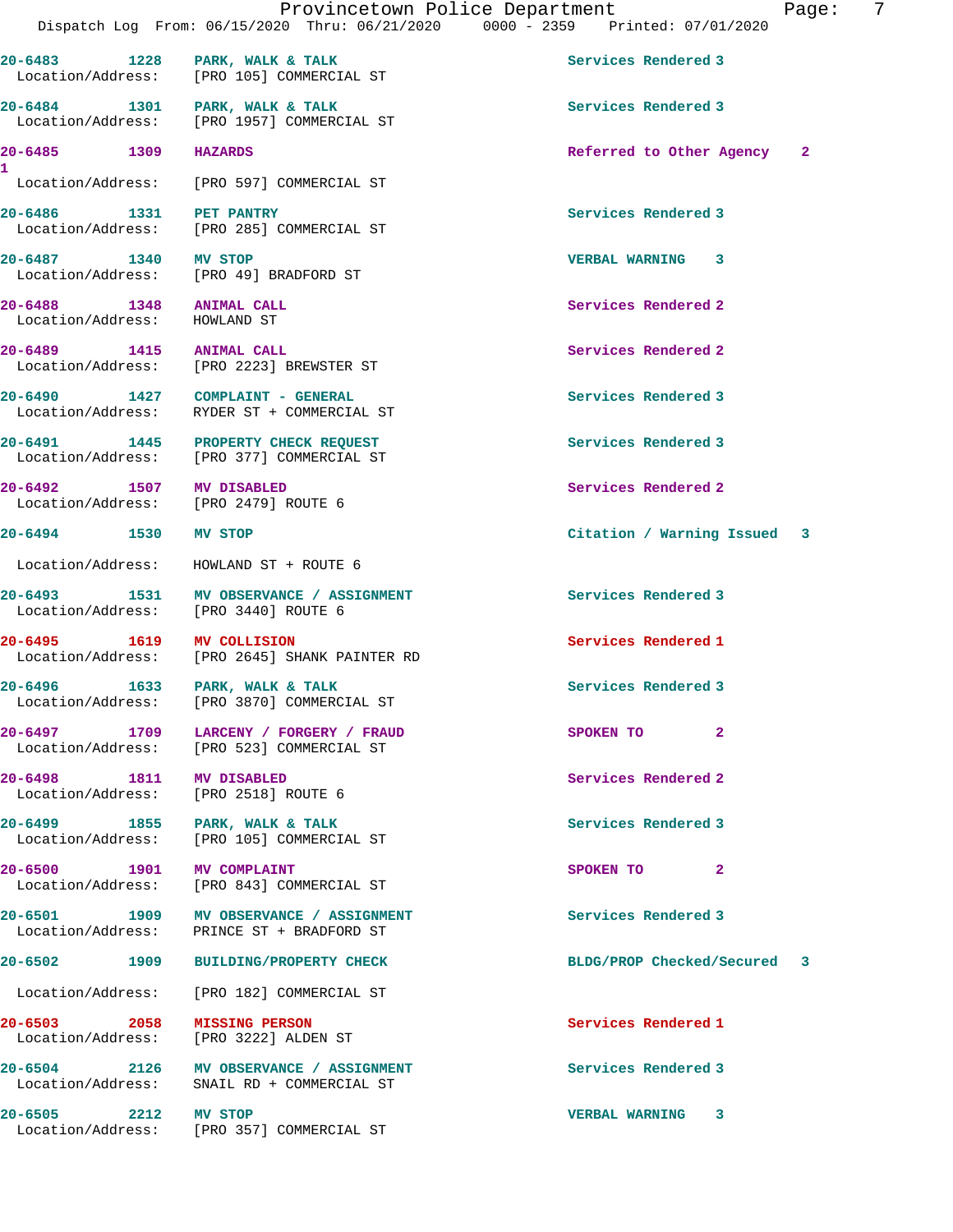| Call # | Time | Call Type | Action | Priority |
|---|---|---|---|---|
| 20-6483 | 1228 | PARK, WALK & TALK | Services Rendered | 3 |
| Location/Address: | | [PRO 105] COMMERCIAL ST | | |
| 20-6484 | 1301 | PARK, WALK & TALK | Services Rendered | 3 |
| Location/Address: | | [PRO 1957] COMMERCIAL ST | | |
| 20-6485 | 1309 | HAZARDS | Referred to Other Agency | 2 1 |
| Location/Address: | | [PRO 597] COMMERCIAL ST | | |
| 20-6486 | 1331 | PET PANTRY | Services Rendered | 3 |
| Location/Address: | | [PRO 285] COMMERCIAL ST | | |
| 20-6487 | 1340 | MV STOP | VERBAL WARNING | 3 |
| Location/Address: | | [PRO 49] BRADFORD ST | | |
| 20-6488 | 1348 | ANIMAL CALL | Services Rendered | 2 |
| Location/Address: | | HOWLAND ST | | |
| 20-6489 | 1415 | ANIMAL CALL | Services Rendered | 2 |
| Location/Address: | | [PRO 2223] BREWSTER ST | | |
| 20-6490 | 1427 | COMPLAINT - GENERAL | Services Rendered | 3 |
| Location/Address: | | RYDER ST + COMMERCIAL ST | | |
| 20-6491 | 1445 | PROPERTY CHECK REQUEST | Services Rendered | 3 |
| Location/Address: | | [PRO 377] COMMERCIAL ST | | |
| 20-6492 | 1507 | MV DISABLED | Services Rendered | 2 |
| Location/Address: | | [PRO 2479] ROUTE 6 | | |
| 20-6494 | 1530 | MV STOP | Citation / Warning Issued | 3 |
| Location/Address: | | HOWLAND ST + ROUTE 6 | | |
| 20-6493 | 1531 | MV OBSERVANCE / ASSIGNMENT | Services Rendered | 3 |
| Location/Address: | | [PRO 3440] ROUTE 6 | | |
| 20-6495 | 1619 | MV COLLISION | Services Rendered | 1 |
| Location/Address: | | [PRO 2645] SHANK PAINTER RD | | |
| 20-6496 | 1633 | PARK, WALK & TALK | Services Rendered | 3 |
| Location/Address: | | [PRO 3870] COMMERCIAL ST | | |
| 20-6497 | 1709 | LARCENY / FORGERY / FRAUD | SPOKEN TO | 2 |
| Location/Address: | | [PRO 523] COMMERCIAL ST | | |
| 20-6498 | 1811 | MV DISABLED | Services Rendered | 2 |
| Location/Address: | | [PRO 2518] ROUTE 6 | | |
| 20-6499 | 1855 | PARK, WALK & TALK | Services Rendered | 3 |
| Location/Address: | | [PRO 105] COMMERCIAL ST | | |
| 20-6500 | 1901 | MV COMPLAINT | SPOKEN TO | 2 |
| Location/Address: | | [PRO 843] COMMERCIAL ST | | |
| 20-6501 | 1909 | MV OBSERVANCE / ASSIGNMENT | Services Rendered | 3 |
| Location/Address: | | PRINCE ST + BRADFORD ST | | |
| 20-6502 | 1909 | BUILDING/PROPERTY CHECK | BLDG/PROP Checked/Secured | 3 |
| Location/Address: | | [PRO 182] COMMERCIAL ST | | |
| 20-6503 | 2058 | MISSING PERSON | Services Rendered | 1 |
| Location/Address: | | [PRO 3222] ALDEN ST | | |
| 20-6504 | 2126 | MV OBSERVANCE / ASSIGNMENT | Services Rendered | 3 |
| Location/Address: | | SNAIL RD + COMMERCIAL ST | | |
| 20-6505 | 2212 | MV STOP | VERBAL WARNING | 3 |
| Location/Address: | | [PRO 357] COMMERCIAL ST | | |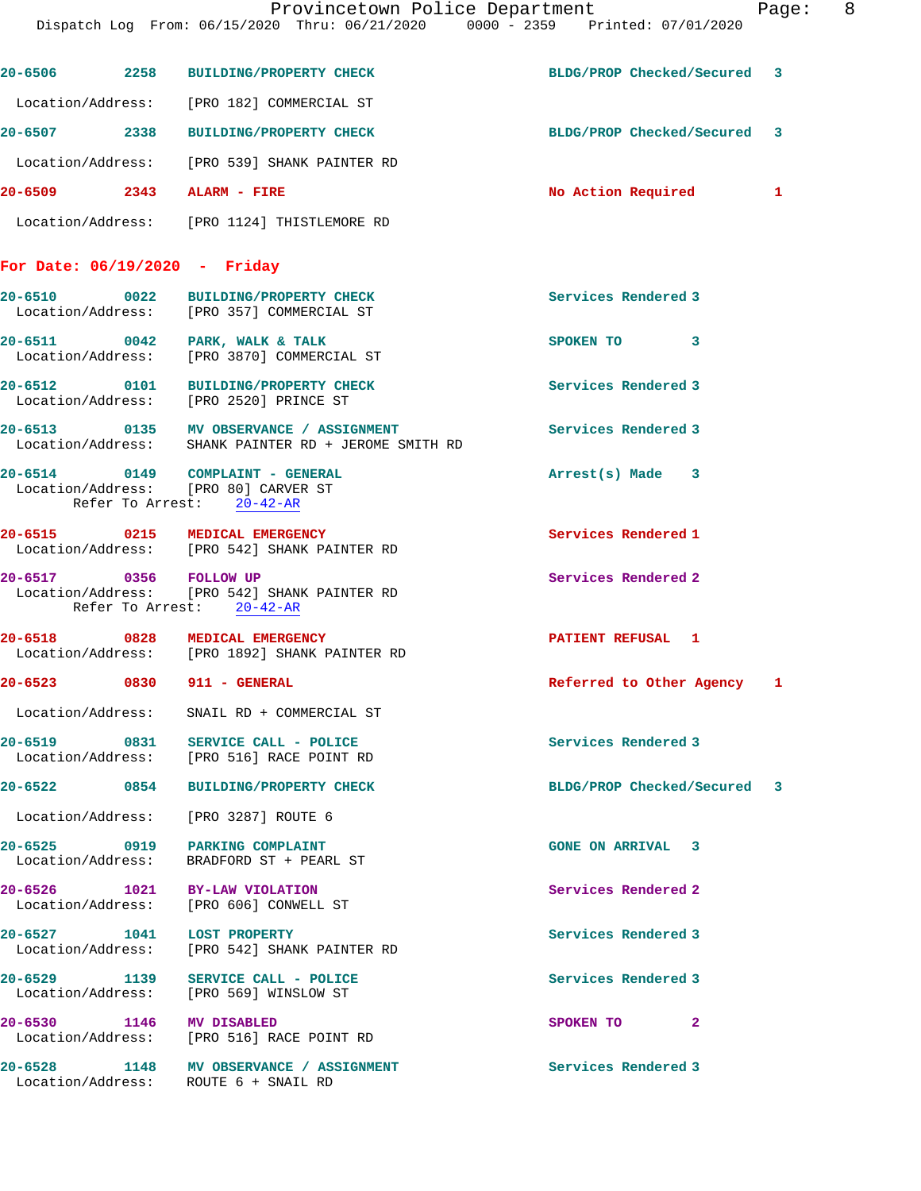20-6506 2258 BUILDING/PROPERTY CHECK BLDG/PROP Checked/Secured 3

Location/Address: [PRO 182] COMMERCIAL ST

20-6507 2338 BUILDING/PROPERTY CHECK BLDG/PROP Checked/Secured 3

Location/Address: [PRO 539] SHANK PAINTER RD

20-6509 2343 ALARM - FIRE No Action Required 1

Location/Address: [PRO 1124] THISTLEMORE RD

## For Date: 06/19/2020 - Friday

20-6510 0022 BUILDING/PROPERTY CHECK Services Rendered 3
Location/Address: [PRO 357] COMMERCIAL ST

20-6511 0042 PARK, WALK & TALK SPOKEN TO 3
Location/Address: [PRO 3870] COMMERCIAL ST

20-6512 0101 BUILDING/PROPERTY CHECK Services Rendered 3
Location/Address: [PRO 2520] PRINCE ST

20-6513 0135 MV OBSERVANCE / ASSIGNMENT Services Rendered 3
Location/Address: SHANK PAINTER RD + JEROME SMITH RD

20-6514 0149 COMPLAINT - GENERAL Arrest(s) Made 3
Location/Address: [PRO 80] CARVER ST
Refer To Arrest: 20-42-AR

20-6515 0215 MEDICAL EMERGENCY Services Rendered 1
Location/Address: [PRO 542] SHANK PAINTER RD

20-6517 0356 FOLLOW UP Services Rendered 2
Location/Address: [PRO 542] SHANK PAINTER RD
Refer To Arrest: 20-42-AR

20-6518 0828 MEDICAL EMERGENCY PATIENT REFUSAL 1
Location/Address: [PRO 1892] SHANK PAINTER RD

20-6523 0830 911 - GENERAL Referred to Other Agency 1

Location/Address: SNAIL RD + COMMERCIAL ST

20-6519 0831 SERVICE CALL - POLICE Services Rendered 3
Location/Address: [PRO 516] RACE POINT RD

20-6522 0854 BUILDING/PROPERTY CHECK BLDG/PROP Checked/Secured 3

Location/Address: [PRO 3287] ROUTE 6

20-6525 0919 PARKING COMPLAINT GONE ON ARRIVAL 3
Location/Address: BRADFORD ST + PEARL ST

20-6526 1021 BY-LAW VIOLATION Services Rendered 2
Location/Address: [PRO 606] CONWELL ST

20-6527 1041 LOST PROPERTY Services Rendered 3
Location/Address: [PRO 542] SHANK PAINTER RD

20-6529 1139 SERVICE CALL - POLICE Services Rendered 3
Location/Address: [PRO 569] WINSLOW ST

20-6530 1146 MV DISABLED SPOKEN TO 2
Location/Address: [PRO 516] RACE POINT RD

20-6528 1148 MV OBSERVANCE / ASSIGNMENT Services Rendered 3
Location/Address: ROUTE 6 + SNAIL RD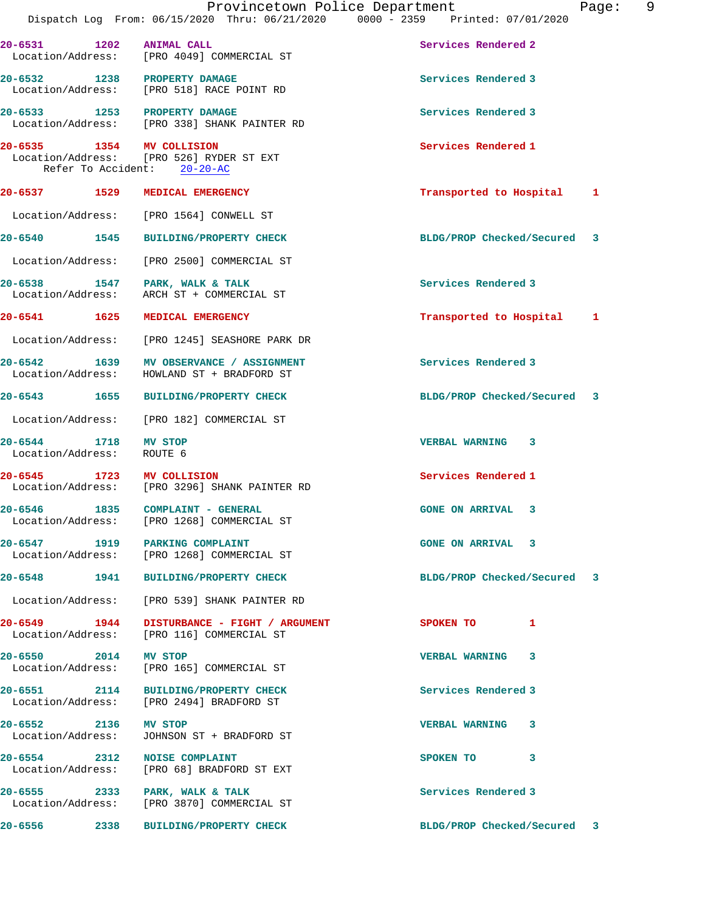Provincetown Police Department
Dispatch Log From: 06/15/2020 Thru: 06/21/2020 0000 - 2359 Printed: 07/01/2020

**20-6531** 1202 **ANIMAL CALL** Services Rendered 2
Location/Address: [PRO 4049] COMMERCIAL ST

**20-6532** 1238 **PROPERTY DAMAGE** Services Rendered 3
Location/Address: [PRO 518] RACE POINT RD

**20-6533** 1253 **PROPERTY DAMAGE** Services Rendered 3
Location/Address: [PRO 338] SHANK PAINTER RD

**20-6535** 1354 **MV COLLISION** Services Rendered 1
Location/Address: [PRO 526] RYDER ST EXT
Refer To Accident: 20-20-AC

**20-6537** 1529 **MEDICAL EMERGENCY** Transported to Hospital 1
Location/Address: [PRO 1564] CONWELL ST

**20-6540** 1545 **BUILDING/PROPERTY CHECK** BLDG/PROP Checked/Secured 3
Location/Address: [PRO 2500] COMMERCIAL ST

**20-6538** 1547 **PARK, WALK & TALK** Services Rendered 3
Location/Address: ARCH ST + COMMERCIAL ST

**20-6541** 1625 **MEDICAL EMERGENCY** Transported to Hospital 1
Location/Address: [PRO 1245] SEASHORE PARK DR

**20-6542** 1639 **MV OBSERVANCE / ASSIGNMENT** Services Rendered 3
Location/Address: HOWLAND ST + BRADFORD ST

**20-6543** 1655 **BUILDING/PROPERTY CHECK** BLDG/PROP Checked/Secured 3
Location/Address: [PRO 182] COMMERCIAL ST

**20-6544** 1718 **MV STOP** VERBAL WARNING 3
Location/Address: ROUTE 6

**20-6545** 1723 **MV COLLISION** Services Rendered 1
Location/Address: [PRO 3296] SHANK PAINTER RD

**20-6546** 1835 **COMPLAINT - GENERAL** GONE ON ARRIVAL 3
Location/Address: [PRO 1268] COMMERCIAL ST

**20-6547** 1919 **PARKING COMPLAINT** GONE ON ARRIVAL 3
Location/Address: [PRO 1268] COMMERCIAL ST

**20-6548** 1941 **BUILDING/PROPERTY CHECK** BLDG/PROP Checked/Secured 3
Location/Address: [PRO 539] SHANK PAINTER RD

**20-6549** 1944 **DISTURBANCE - FIGHT / ARGUMENT** SPOKEN TO 1
Location/Address: [PRO 116] COMMERCIAL ST

**20-6550** 2014 **MV STOP** VERBAL WARNING 3
Location/Address: [PRO 165] COMMERCIAL ST

**20-6551** 2114 **BUILDING/PROPERTY CHECK** Services Rendered 3
Location/Address: [PRO 2494] BRADFORD ST

**20-6552** 2136 **MV STOP** VERBAL WARNING 3
Location/Address: JOHNSON ST + BRADFORD ST

**20-6554** 2312 **NOISE COMPLAINT** SPOKEN TO 3
Location/Address: [PRO 68] BRADFORD ST EXT

**20-6555** 2333 **PARK, WALK & TALK** Services Rendered 3
Location/Address: [PRO 3870] COMMERCIAL ST

**20-6556** 2338 **BUILDING/PROPERTY CHECK** BLDG/PROP Checked/Secured 3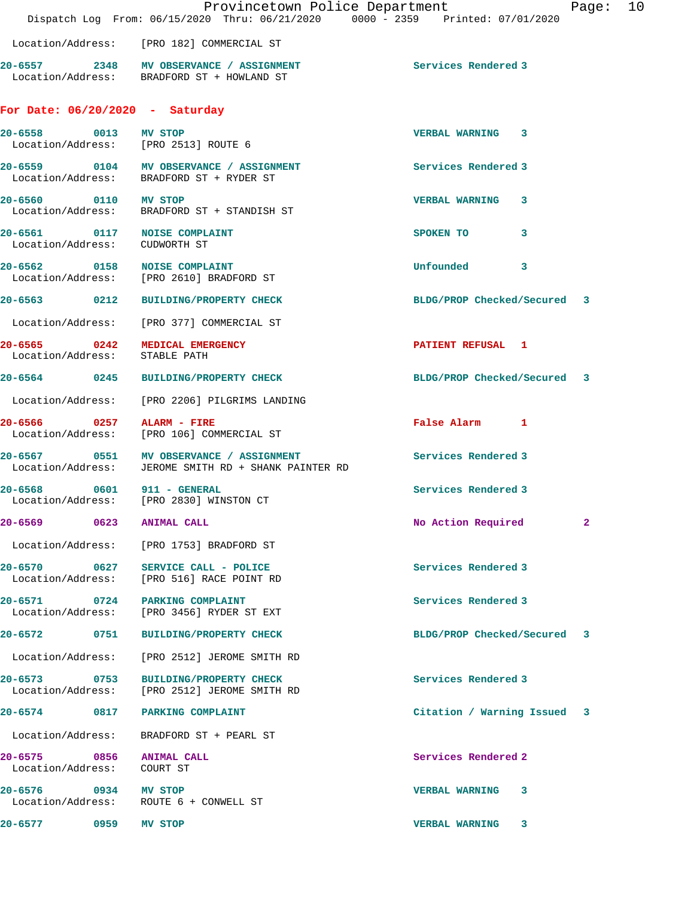Location/Address: [PRO 182] COMMERCIAL ST

**20-6557 2348 MV OBSERVANCE / ASSIGNMENT** Services Rendered 3
Location/Address: BRADFORD ST + HOWLAND ST

## For Date: 06/20/2020 - Saturday

**20-6558 0013 MV STOP** VERBAL WARNING 3
Location/Address: [PRO 2513] ROUTE 6

**20-6559 0104 MV OBSERVANCE / ASSIGNMENT** Services Rendered 3
Location/Address: BRADFORD ST + RYDER ST

**20-6560 0110 MV STOP** VERBAL WARNING 3
Location/Address: BRADFORD ST + STANDISH ST

**20-6561 0117 NOISE COMPLAINT** SPOKEN TO 3
Location/Address: CUDWORTH ST

**20-6562 0158 NOISE COMPLAINT** Unfounded 3
Location/Address: [PRO 2610] BRADFORD ST

**20-6563 0212 BUILDING/PROPERTY CHECK** BLDG/PROP Checked/Secured 3
Location/Address: [PRO 377] COMMERCIAL ST

**20-6565 0242 MEDICAL EMERGENCY** PATIENT REFUSAL 1
Location/Address: STABLE PATH

**20-6564 0245 BUILDING/PROPERTY CHECK** BLDG/PROP Checked/Secured 3
Location/Address: [PRO 2206] PILGRIMS LANDING

**20-6566 0257 ALARM - FIRE** False Alarm 1
Location/Address: [PRO 106] COMMERCIAL ST

**20-6567 0551 MV OBSERVANCE / ASSIGNMENT** Services Rendered 3
Location/Address: JEROME SMITH RD + SHANK PAINTER RD

**20-6568 0601 911 - GENERAL** Services Rendered 3
Location/Address: [PRO 2830] WINSTON CT

**20-6569 0623 ANIMAL CALL** No Action Required 2
Location/Address: [PRO 1753] BRADFORD ST

**20-6570 0627 SERVICE CALL - POLICE** Services Rendered 3
Location/Address: [PRO 516] RACE POINT RD

**20-6571 0724 PARKING COMPLAINT** Services Rendered 3
Location/Address: [PRO 3456] RYDER ST EXT

**20-6572 0751 BUILDING/PROPERTY CHECK** BLDG/PROP Checked/Secured 3
Location/Address: [PRO 2512] JEROME SMITH RD

**20-6573 0753 BUILDING/PROPERTY CHECK** Services Rendered 3
Location/Address: [PRO 2512] JEROME SMITH RD

**20-6574 0817 PARKING COMPLAINT** Citation / Warning Issued 3
Location/Address: BRADFORD ST + PEARL ST

**20-6575 0856 ANIMAL CALL** Services Rendered 2
Location/Address: COURT ST

**20-6576 0934 MV STOP** VERBAL WARNING 3
Location/Address: ROUTE 6 + CONWELL ST

**20-6577 0959 MV STOP** VERBAL WARNING 3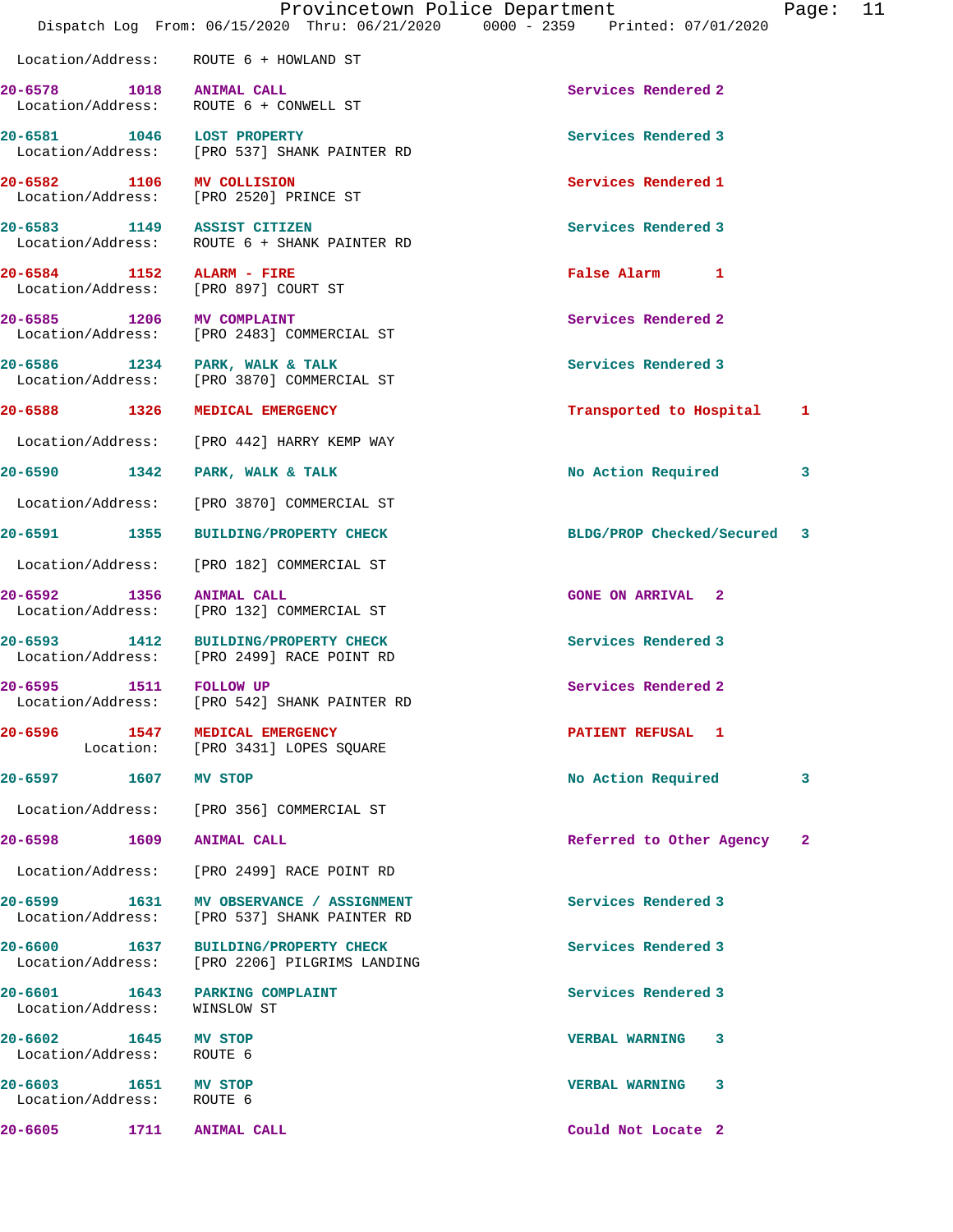Location/Address: ROUTE 6 + HOWLAND ST

| Call # | Time | Call Type | Disposition | Priority |
|---|---|---|---|---|
| 20-6578 | 1018 | ANIMAL CALL | Services Rendered | 2 |
| | | Location/Address: ROUTE 6 + CONWELL ST | | |
| 20-6581 | 1046 | LOST PROPERTY | Services Rendered | 3 |
| | | Location/Address: [PRO 537] SHANK PAINTER RD | | |
| 20-6582 | 1106 | MV COLLISION | Services Rendered | 1 |
| | | Location/Address: [PRO 2520] PRINCE ST | | |
| 20-6583 | 1149 | ASSIST CITIZEN | Services Rendered | 3 |
| | | Location/Address: ROUTE 6 + SHANK PAINTER RD | | |
| 20-6584 | 1152 | ALARM - FIRE | False Alarm | 1 |
| | | Location/Address: [PRO 897] COURT ST | | |
| 20-6585 | 1206 | MV COMPLAINT | Services Rendered | 2 |
| | | Location/Address: [PRO 2483] COMMERCIAL ST | | |
| 20-6586 | 1234 | PARK, WALK & TALK | Services Rendered | 3 |
| | | Location/Address: [PRO 3870] COMMERCIAL ST | | |
| 20-6588 | 1326 | MEDICAL EMERGENCY | Transported to Hospital | 1 |
| | | Location/Address: [PRO 442] HARRY KEMP WAY | | |
| 20-6590 | 1342 | PARK, WALK & TALK | No Action Required | 3 |
| | | Location/Address: [PRO 3870] COMMERCIAL ST | | |
| 20-6591 | 1355 | BUILDING/PROPERTY CHECK | BLDG/PROP Checked/Secured | 3 |
| | | Location/Address: [PRO 182] COMMERCIAL ST | | |
| 20-6592 | 1356 | ANIMAL CALL | GONE ON ARRIVAL | 2 |
| | | Location/Address: [PRO 132] COMMERCIAL ST | | |
| 20-6593 | 1412 | BUILDING/PROPERTY CHECK | Services Rendered | 3 |
| | | Location/Address: [PRO 2499] RACE POINT RD | | |
| 20-6595 | 1511 | FOLLOW UP | Services Rendered | 2 |
| | | Location/Address: [PRO 542] SHANK PAINTER RD | | |
| 20-6596 | 1547 | MEDICAL EMERGENCY | PATIENT REFUSAL | 1 |
| | | Location: [PRO 3431] LOPES SQUARE | | |
| 20-6597 | 1607 | MV STOP | No Action Required | 3 |
| | | Location/Address: [PRO 356] COMMERCIAL ST | | |
| 20-6598 | 1609 | ANIMAL CALL | Referred to Other Agency | 2 |
| | | Location/Address: [PRO 2499] RACE POINT RD | | |
| 20-6599 | 1631 | MV OBSERVANCE / ASSIGNMENT | Services Rendered | 3 |
| | | Location/Address: [PRO 537] SHANK PAINTER RD | | |
| 20-6600 | 1637 | BUILDING/PROPERTY CHECK | Services Rendered | 3 |
| | | Location/Address: [PRO 2206] PILGRIMS LANDING | | |
| 20-6601 | 1643 | PARKING COMPLAINT | Services Rendered | 3 |
| | | Location/Address: WINSLOW ST | | |
| 20-6602 | 1645 | MV STOP | VERBAL WARNING | 3 |
| | | Location/Address: ROUTE 6 | | |
| 20-6603 | 1651 | MV STOP | VERBAL WARNING | 3 |
| | | Location/Address: ROUTE 6 | | |
| 20-6605 | 1711 | ANIMAL CALL | Could Not Locate | 2 |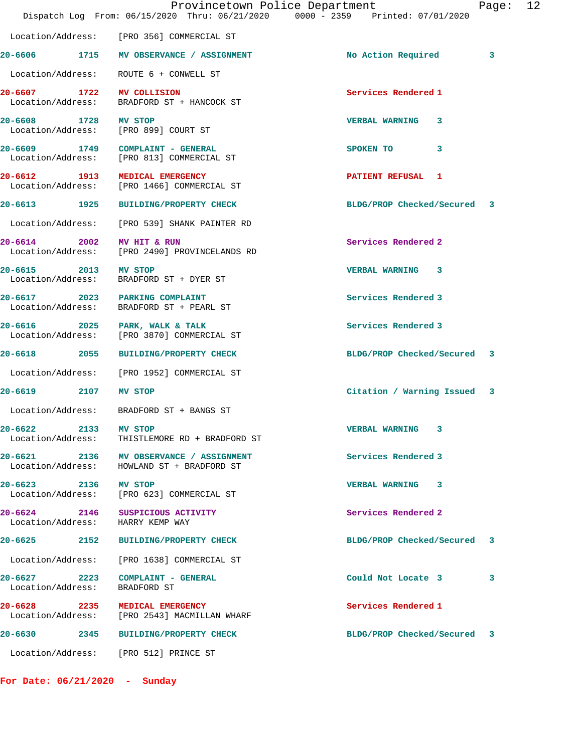Location/Address: [PRO 356] COMMERCIAL ST

| Call # | Time | Call Type | Disposition | Priority |
|---|---|---|---|---|
| 20-6606 | 1715 | MV OBSERVANCE / ASSIGNMENT | No Action Required | 3 |
| | | Location/Address: ROUTE 6 + CONWELL ST | | |
| 20-6607 | 1722 | MV COLLISION | Services Rendered | 1 |
| | | Location/Address: BRADFORD ST + HANCOCK ST | | |
| 20-6608 | 1728 | MV STOP | VERBAL WARNING | 3 |
| | | Location/Address: [PRO 899] COURT ST | | |
| 20-6609 | 1749 | COMPLAINT - GENERAL | SPOKEN TO | 3 |
| | | Location/Address: [PRO 813] COMMERCIAL ST | | |
| 20-6612 | 1913 | MEDICAL EMERGENCY | PATIENT REFUSAL | 1 |
| | | Location/Address: [PRO 1466] COMMERCIAL ST | | |
| 20-6613 | 1925 | BUILDING/PROPERTY CHECK | BLDG/PROP Checked/Secured | 3 |
| | | Location/Address: [PRO 539] SHANK PAINTER RD | | |
| 20-6614 | 2002 | MV HIT & RUN | Services Rendered | 2 |
| | | Location/Address: [PRO 2490] PROVINCELANDS RD | | |
| 20-6615 | 2013 | MV STOP | VERBAL WARNING | 3 |
| | | Location/Address: BRADFORD ST + DYER ST | | |
| 20-6617 | 2023 | PARKING COMPLAINT | Services Rendered | 3 |
| | | Location/Address: BRADFORD ST + PEARL ST | | |
| 20-6616 | 2025 | PARK, WALK & TALK | Services Rendered | 3 |
| | | Location/Address: [PRO 3870] COMMERCIAL ST | | |
| 20-6618 | 2055 | BUILDING/PROPERTY CHECK | BLDG/PROP Checked/Secured | 3 |
| | | Location/Address: [PRO 1952] COMMERCIAL ST | | |
| 20-6619 | 2107 | MV STOP | Citation / Warning Issued | 3 |
| | | Location/Address: BRADFORD ST + BANGS ST | | |
| 20-6622 | 2133 | MV STOP | VERBAL WARNING | 3 |
| | | Location/Address: THISTLEMORE RD + BRADFORD ST | | |
| 20-6621 | 2136 | MV OBSERVANCE / ASSIGNMENT | Services Rendered | 3 |
| | | Location/Address: HOWLAND ST + BRADFORD ST | | |
| 20-6623 | 2136 | MV STOP | VERBAL WARNING | 3 |
| | | Location/Address: [PRO 623] COMMERCIAL ST | | |
| 20-6624 | 2146 | SUSPICIOUS ACTIVITY | Services Rendered | 2 |
| | | Location/Address: HARRY KEMP WAY | | |
| 20-6625 | 2152 | BUILDING/PROPERTY CHECK | BLDG/PROP Checked/Secured | 3 |
| | | Location/Address: [PRO 1638] COMMERCIAL ST | | |
| 20-6627 | 2223 | COMPLAINT - GENERAL | Could Not Locate 3 | 3 |
| | | Location/Address: BRADFORD ST | | |
| 20-6628 | 2235 | MEDICAL EMERGENCY | Services Rendered | 1 |
| | | Location/Address: [PRO 2543] MACMILLAN WHARF | | |
| 20-6630 | 2345 | BUILDING/PROPERTY CHECK | BLDG/PROP Checked/Secured | 3 |
| | | Location/Address: [PRO 512] PRINCE ST | | |

**For Date: 06/21/2020 - Sunday**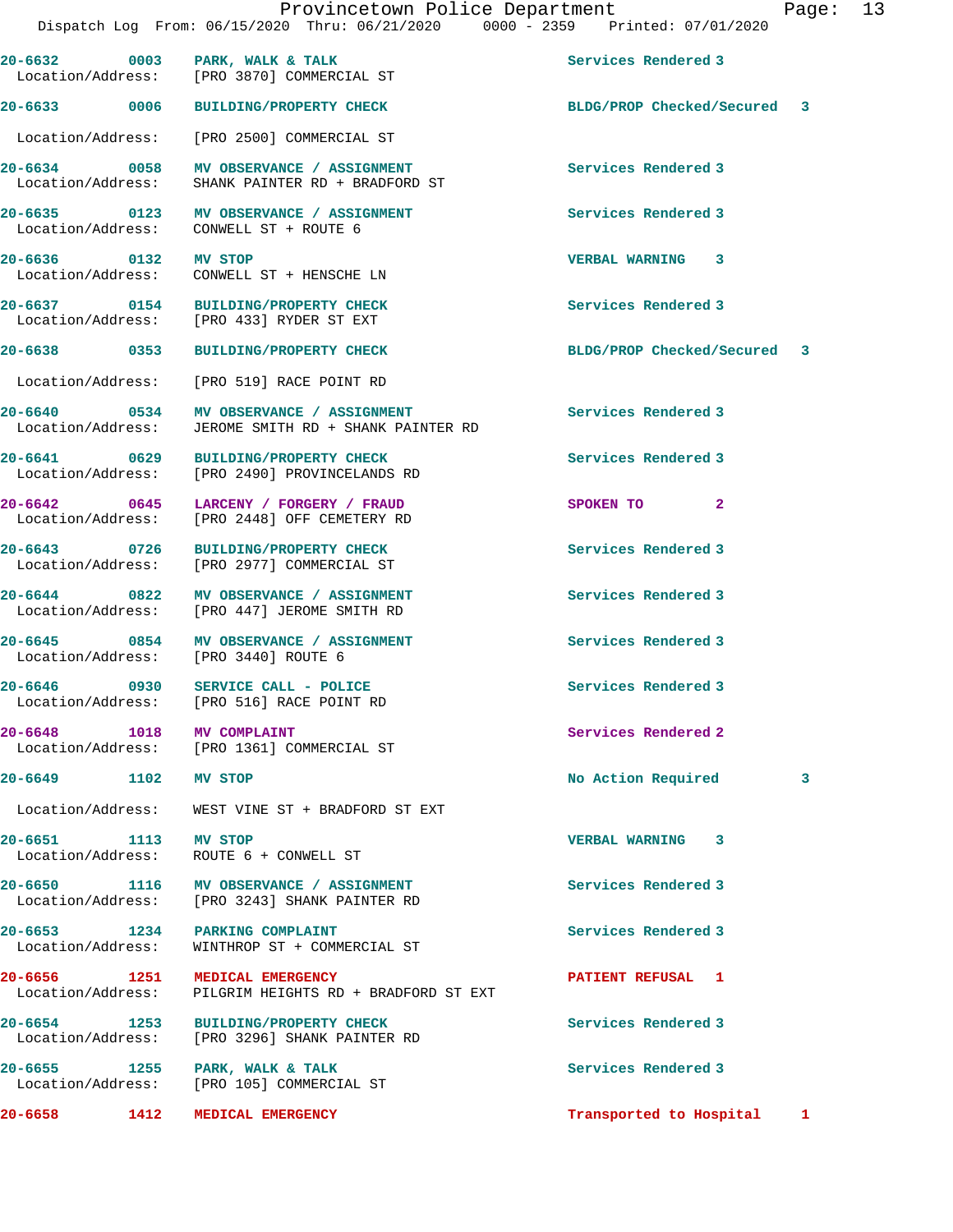Provincetown Police Department
Dispatch Log From: 06/15/2020 Thru: 06/21/2020 0000 - 2359 Printed: 07/01/2020

**20-6632** 0003 **PARK, WALK & TALK** Services Rendered 3
Location/Address: [PRO 3870] COMMERCIAL ST

**20-6633** 0006 **BUILDING/PROPERTY CHECK** BLDG/PROP Checked/Secured 3
Location/Address: [PRO 2500] COMMERCIAL ST

**20-6634** 0058 **MV OBSERVANCE / ASSIGNMENT** Services Rendered 3
Location/Address: SHANK PAINTER RD + BRADFORD ST

**20-6635** 0123 **MV OBSERVANCE / ASSIGNMENT** Services Rendered 3
Location/Address: CONWELL ST + ROUTE 6

**20-6636** 0132 **MV STOP** VERBAL WARNING 3
Location/Address: CONWELL ST + HENSCHE LN

**20-6637** 0154 **BUILDING/PROPERTY CHECK** Services Rendered 3
Location/Address: [PRO 433] RYDER ST EXT

**20-6638** 0353 **BUILDING/PROPERTY CHECK** BLDG/PROP Checked/Secured 3
Location/Address: [PRO 519] RACE POINT RD

**20-6640** 0534 **MV OBSERVANCE / ASSIGNMENT** Services Rendered 3
Location/Address: JEROME SMITH RD + SHANK PAINTER RD

**20-6641** 0629 **BUILDING/PROPERTY CHECK** Services Rendered 3
Location/Address: [PRO 2490] PROVINCELANDS RD

**20-6642** 0645 **LARCENY / FORGERY / FRAUD** SPOKEN TO 2
Location/Address: [PRO 2448] OFF CEMETERY RD

**20-6643** 0726 **BUILDING/PROPERTY CHECK** Services Rendered 3
Location/Address: [PRO 2977] COMMERCIAL ST

**20-6644** 0822 **MV OBSERVANCE / ASSIGNMENT** Services Rendered 3
Location/Address: [PRO 447] JEROME SMITH RD

**20-6645** 0854 **MV OBSERVANCE / ASSIGNMENT** Services Rendered 3
Location/Address: [PRO 3440] ROUTE 6

**20-6646** 0930 **SERVICE CALL - POLICE** Services Rendered 3
Location/Address: [PRO 516] RACE POINT RD

**20-6648** 1018 **MV COMPLAINT** Services Rendered 2
Location/Address: [PRO 1361] COMMERCIAL ST

**20-6649** 1102 **MV STOP** No Action Required 3
Location/Address: WEST VINE ST + BRADFORD ST EXT

**20-6651** 1113 **MV STOP** VERBAL WARNING 3
Location/Address: ROUTE 6 + CONWELL ST

**20-6650** 1116 **MV OBSERVANCE / ASSIGNMENT** Services Rendered 3
Location/Address: [PRO 3243] SHANK PAINTER RD

**20-6653** 1234 **PARKING COMPLAINT** Services Rendered 3
Location/Address: WINTHROP ST + COMMERCIAL ST

**20-6656** 1251 **MEDICAL EMERGENCY** PATIENT REFUSAL 1
Location/Address: PILGRIM HEIGHTS RD + BRADFORD ST EXT

**20-6654** 1253 **BUILDING/PROPERTY CHECK** Services Rendered 3
Location/Address: [PRO 3296] SHANK PAINTER RD

**20-6655** 1255 **PARK, WALK & TALK** Services Rendered 3
Location/Address: [PRO 105] COMMERCIAL ST

**20-6658** 1412 **MEDICAL EMERGENCY** Transported to Hospital 1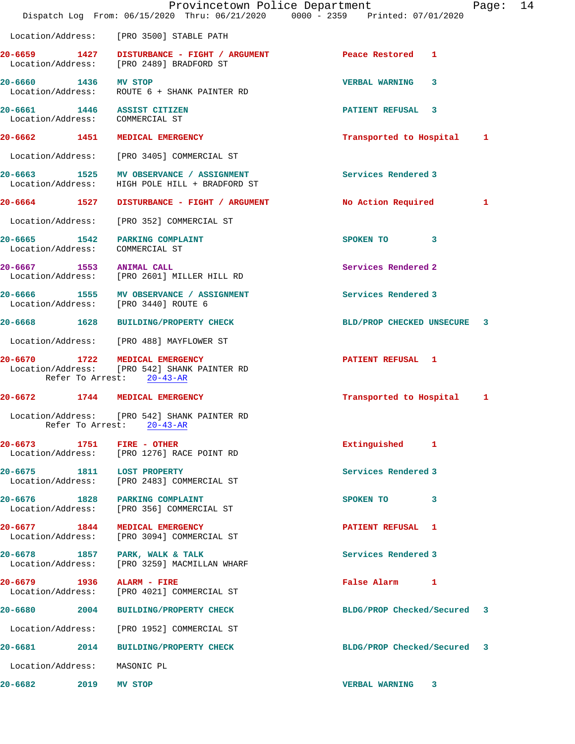Location/Address: [PRO 3500] STABLE PATH

| Call # | Time | Call Reason | Action | Priority |
|---|---|---|---|---|
| 20-6659 | 1427 | DISTURBANCE - FIGHT / ARGUMENT | Peace Restored | 1 |

Location/Address: [PRO 2489] BRADFORD ST

| Call # | Time | Call Reason | Action | Priority |
|---|---|---|---|---|
| 20-6660 | 1436 | MV STOP | VERBAL WARNING | 3 |

Location/Address: ROUTE 6 + SHANK PAINTER RD

| Call # | Time | Call Reason | Action | Priority |
|---|---|---|---|---|
| 20-6661 | 1446 | ASSIST CITIZEN | PATIENT REFUSAL | 3 |

Location/Address: COMMERCIAL ST

| Call # | Time | Call Reason | Action | Priority |
|---|---|---|---|---|
| 20-6662 | 1451 | MEDICAL EMERGENCY | Transported to Hospital | 1 |

Location/Address: [PRO 3405] COMMERCIAL ST

| Call # | Time | Call Reason | Action | Priority |
|---|---|---|---|---|
| 20-6663 | 1525 | MV OBSERVANCE / ASSIGNMENT | Services Rendered | 3 |

Location/Address: HIGH POLE HILL + BRADFORD ST

| Call # | Time | Call Reason | Action | Priority |
|---|---|---|---|---|
| 20-6664 | 1527 | DISTURBANCE - FIGHT / ARGUMENT | No Action Required | 1 |

Location/Address: [PRO 352] COMMERCIAL ST

| Call # | Time | Call Reason | Action | Priority |
|---|---|---|---|---|
| 20-6665 | 1542 | PARKING COMPLAINT | SPOKEN TO | 3 |

Location/Address: COMMERCIAL ST

| Call # | Time | Call Reason | Action | Priority |
|---|---|---|---|---|
| 20-6667 | 1553 | ANIMAL CALL | Services Rendered | 2 |

Location/Address: [PRO 2601] MILLER HILL RD

| Call # | Time | Call Reason | Action | Priority |
|---|---|---|---|---|
| 20-6666 | 1555 | MV OBSERVANCE / ASSIGNMENT | Services Rendered | 3 |

Location/Address: [PRO 3440] ROUTE 6

| Call # | Time | Call Reason | Action | Priority |
|---|---|---|---|---|
| 20-6668 | 1628 | BUILDING/PROPERTY CHECK | BLD/PROP CHECKED UNSECURE | 3 |

Location/Address: [PRO 488] MAYFLOWER ST

| Call # | Time | Call Reason | Action | Priority |
|---|---|---|---|---|
| 20-6670 | 1722 | MEDICAL EMERGENCY | PATIENT REFUSAL | 1 |

Location/Address: [PRO 542] SHANK PAINTER RD
Refer To Arrest: 20-43-AR

| Call # | Time | Call Reason | Action | Priority |
|---|---|---|---|---|
| 20-6672 | 1744 | MEDICAL EMERGENCY | Transported to Hospital | 1 |

Location/Address: [PRO 542] SHANK PAINTER RD
Refer To Arrest: 20-43-AR

| Call # | Time | Call Reason | Action | Priority |
|---|---|---|---|---|
| 20-6673 | 1751 | FIRE - OTHER | Extinguished | 1 |

Location/Address: [PRO 1276] RACE POINT RD

| Call # | Time | Call Reason | Action | Priority |
|---|---|---|---|---|
| 20-6675 | 1811 | LOST PROPERTY | Services Rendered | 3 |

Location/Address: [PRO 2483] COMMERCIAL ST

| Call # | Time | Call Reason | Action | Priority |
|---|---|---|---|---|
| 20-6676 | 1828 | PARKING COMPLAINT | SPOKEN TO | 3 |

Location/Address: [PRO 356] COMMERCIAL ST

| Call # | Time | Call Reason | Action | Priority |
|---|---|---|---|---|
| 20-6677 | 1844 | MEDICAL EMERGENCY | PATIENT REFUSAL | 1 |

Location/Address: [PRO 3094] COMMERCIAL ST

| Call # | Time | Call Reason | Action | Priority |
|---|---|---|---|---|
| 20-6678 | 1857 | PARK, WALK & TALK | Services Rendered | 3 |

Location/Address: [PRO 3259] MACMILLAN WHARF

| Call # | Time | Call Reason | Action | Priority |
|---|---|---|---|---|
| 20-6679 | 1936 | ALARM - FIRE | False Alarm | 1 |

Location/Address: [PRO 4021] COMMERCIAL ST

| Call # | Time | Call Reason | Action | Priority |
|---|---|---|---|---|
| 20-6680 | 2004 | BUILDING/PROPERTY CHECK | BLDG/PROP Checked/Secured | 3 |

Location/Address: [PRO 1952] COMMERCIAL ST

| Call # | Time | Call Reason | Action | Priority |
|---|---|---|---|---|
| 20-6681 | 2014 | BUILDING/PROPERTY CHECK | BLDG/PROP Checked/Secured | 3 |

Location/Address: MASONIC PL

| Call # | Time | Call Reason | Action | Priority |
|---|---|---|---|---|
| 20-6682 | 2019 | MV STOP | VERBAL WARNING | 3 |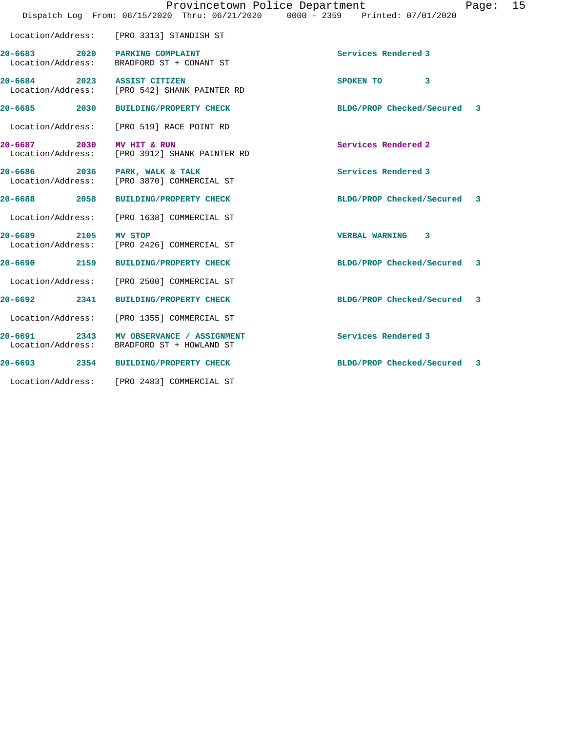Location/Address: [PRO 3313] STANDISH ST

**20-6683 2020 PARKING COMPLAINT** Services Rendered 3
Location/Address: BRADFORD ST + CONANT ST

**20-6684 2023 ASSIST CITIZEN** SPOKEN TO 3
Location/Address: [PRO 542] SHANK PAINTER RD

**20-6685 2030 BUILDING/PROPERTY CHECK** BLDG/PROP Checked/Secured 3
Location/Address: [PRO 519] RACE POINT RD

**20-6687 2030 MV HIT & RUN** Services Rendered 2
Location/Address: [PRO 3912] SHANK PAINTER RD

**20-6686 2036 PARK, WALK & TALK** Services Rendered 3
Location/Address: [PRO 3870] COMMERCIAL ST

**20-6688 2058 BUILDING/PROPERTY CHECK** BLDG/PROP Checked/Secured 3
Location/Address: [PRO 1638] COMMERCIAL ST

**20-6689 2105 MV STOP** VERBAL WARNING 3
Location/Address: [PRO 2426] COMMERCIAL ST

**20-6690 2159 BUILDING/PROPERTY CHECK** BLDG/PROP Checked/Secured 3
Location/Address: [PRO 2500] COMMERCIAL ST

**20-6692 2341 BUILDING/PROPERTY CHECK** BLDG/PROP Checked/Secured 3
Location/Address: [PRO 1355] COMMERCIAL ST

**20-6691 2343 MV OBSERVANCE / ASSIGNMENT** Services Rendered 3
Location/Address: BRADFORD ST + HOWLAND ST

**20-6693 2354 BUILDING/PROPERTY CHECK** BLDG/PROP Checked/Secured 3
Location/Address: [PRO 2483] COMMERCIAL ST